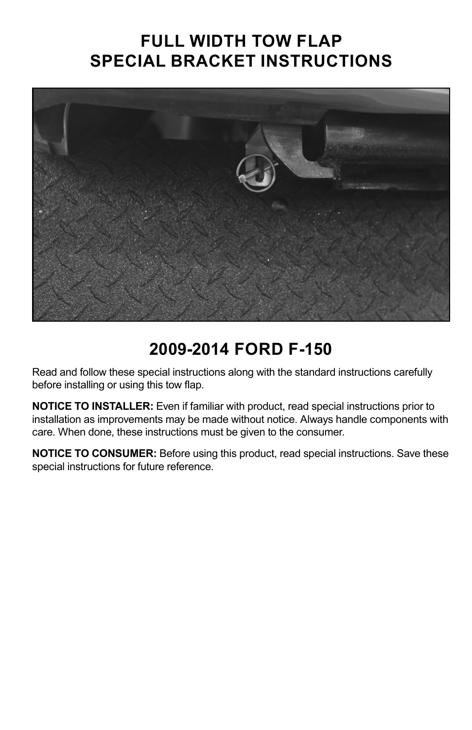# FULL WIDTH TOW FLAP
# SPECIAL BRACKET INSTRUCTIONS

## 2009-2014 FORD F-150

Read and follow these special instructions along with the standard instructions carefully before installing or using this tow flap.

**NOTICE TO INSTALLER:** Even if familiar with product, read special instructions prior to installation as improvements may be made without notice. Always handle components with care. When done, these instructions must be given to the consumer.

**NOTICE TO CONSUMER:** Before using this product, read special instructions. Save these special instructions for future reference.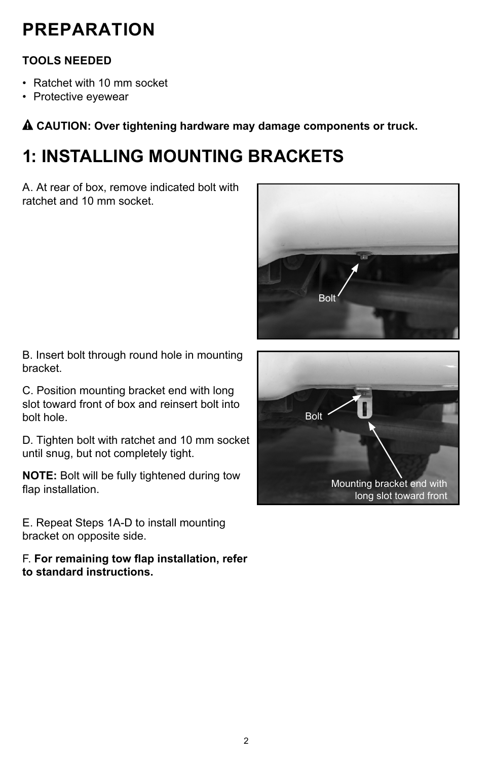# PREPARATION

**TOOLS NEEDED**

- Ratchet with 10 mm socket
- Protective eyewear

⚠ **CAUTION: Over tightening hardware may damage components or truck.**

# 1: INSTALLING MOUNTING BRACKETS

A. At rear of box, remove indicated bolt with ratchet and 10 mm socket.

B. Insert bolt through round hole in mounting bracket.

C. Position mounting bracket end with long slot toward front of box and reinsert bolt into bolt hole.

D. Tighten bolt with ratchet and 10 mm socket until snug, but not completely tight.

**NOTE:** Bolt will be fully tightened during tow flap installation.

E. Repeat Steps 1A-D to install mounting bracket on opposite side.

F. **For remaining tow flap installation, refer to standard instructions.**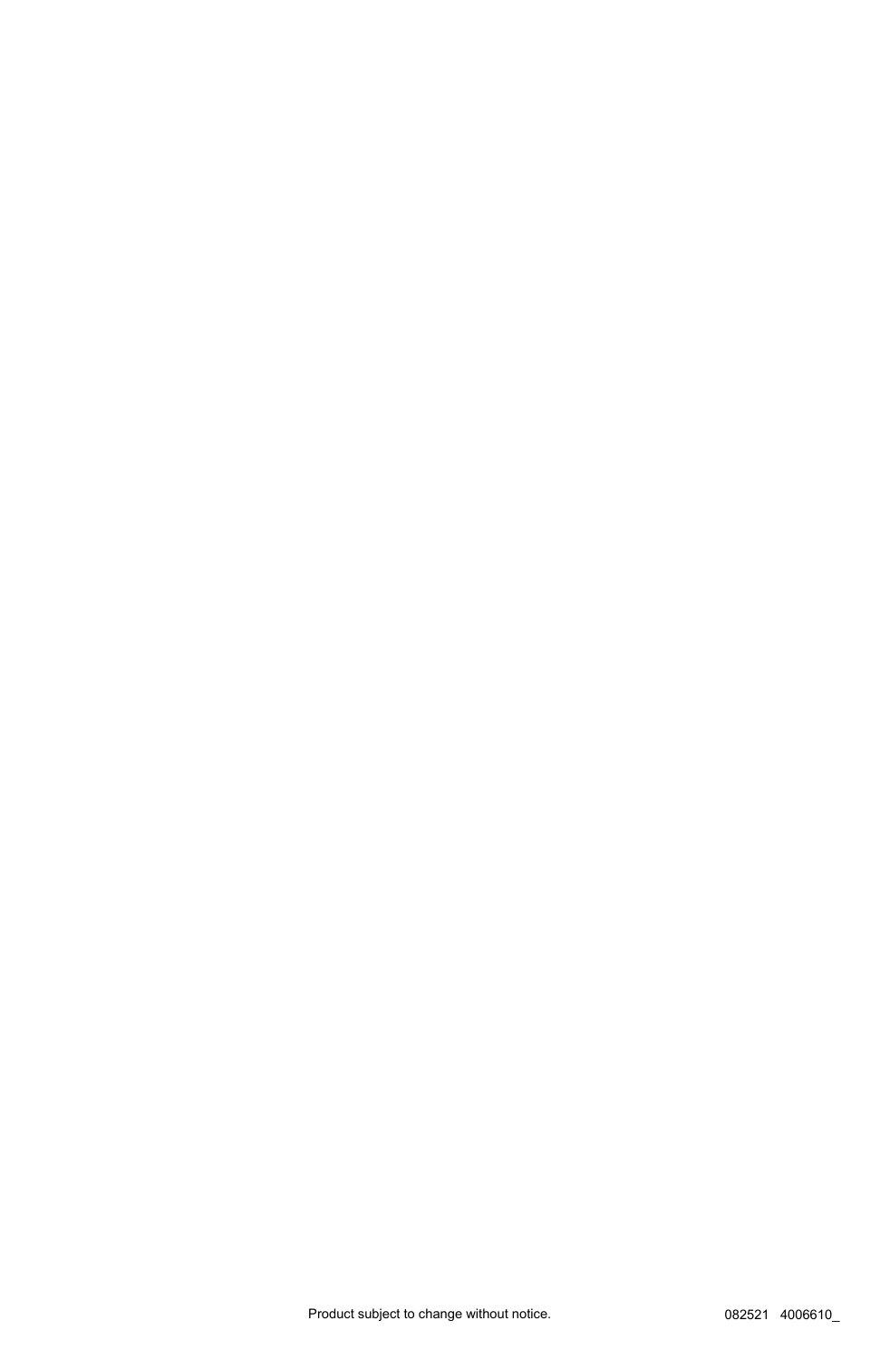Product subject to change without notice.

082521 4006610_